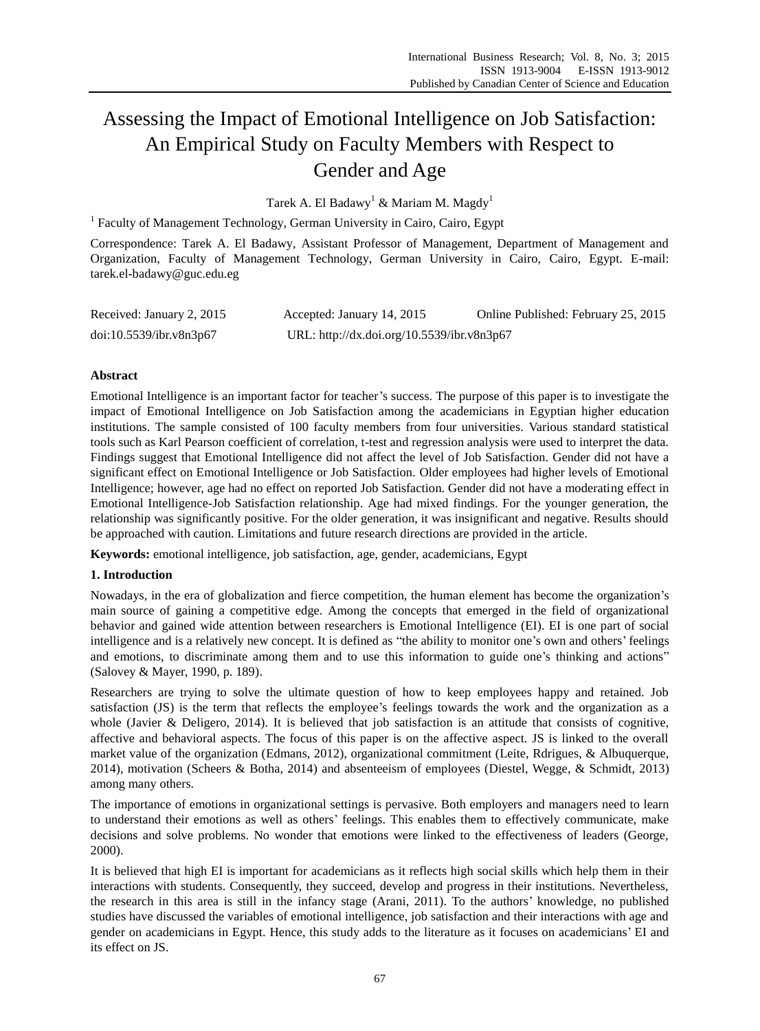# Assessing the Impact of Emotional Intelligence on Job Satisfaction: An Empirical Study on Faculty Members with Respect to Gender and Age

Tarek A. El Badawy[1] & Mariam M. Magdy[1]

[1] Faculty of Management Technology, German University in Cairo, Cairo, Egypt

Correspondence: Tarek A. El Badawy, Assistant Professor of Management, Department of Management and Organization, Faculty of Management Technology, German University in Cairo, Cairo, Egypt. E-mail: tarek.el-badawy@guc.edu.eg

Received: January 2, 2015 Accepted: January 14, 2015 Online Published: February 25, 2015

doi:10.5539/ibr.v8n3p67 URL: http://dx.doi.org/10.5539/ibr.v8n3p67

**Abstract**

Emotional Intelligence is an important factor for teacher's success. The purpose of this paper is to investigate the impact of Emotional Intelligence on Job Satisfaction among the academicians in Egyptian higher education institutions. The sample consisted of 100 faculty members from four universities. Various standard statistical tools such as Karl Pearson coefficient of correlation, t-test and regression analysis were used to interpret the data. Findings suggest that Emotional Intelligence did not affect the level of Job Satisfaction. Gender did not have a significant effect on Emotional Intelligence or Job Satisfaction. Older employees had higher levels of Emotional Intelligence; however, age had no effect on reported Job Satisfaction. Gender did not have a moderating effect in Emotional Intelligence-Job Satisfaction relationship. Age had mixed findings. For the younger generation, the relationship was significantly positive. For the older generation, it was insignificant and negative. Results should be approached with caution. Limitations and future research directions are provided in the article.

**Keywords:** emotional intelligence, job satisfaction, age, gender, academicians, Egypt

## 1. Introduction

Nowadays, in the era of globalization and fierce competition, the human element has become the organization's main source of gaining a competitive edge. Among the concepts that emerged in the field of organizational behavior and gained wide attention between researchers is Emotional Intelligence (EI). EI is one part of social intelligence and is a relatively new concept. It is defined as "the ability to monitor one's own and others' feelings and emotions, to discriminate among them and to use this information to guide one's thinking and actions" (Salovey & Mayer, 1990, p. 189).

Researchers are trying to solve the ultimate question of how to keep employees happy and retained. Job satisfaction (JS) is the term that reflects the employee's feelings towards the work and the organization as a whole (Javier & Deligero, 2014). It is believed that job satisfaction is an attitude that consists of cognitive, affective and behavioral aspects. The focus of this paper is on the affective aspect. JS is linked to the overall market value of the organization (Edmans, 2012), organizational commitment (Leite, Rdrigues, & Albuquerque, 2014), motivation (Scheers & Botha, 2014) and absenteeism of employees (Diestel, Wegge, & Schmidt, 2013) among many others.

The importance of emotions in organizational settings is pervasive. Both employers and managers need to learn to understand their emotions as well as others' feelings. This enables them to effectively communicate, make decisions and solve problems. No wonder that emotions were linked to the effectiveness of leaders (George, 2000).

It is believed that high EI is important for academicians as it reflects high social skills which help them in their interactions with students. Consequently, they succeed, develop and progress in their institutions. Nevertheless, the research in this area is still in the infancy stage (Arani, 2011). To the authors' knowledge, no published studies have discussed the variables of emotional intelligence, job satisfaction and their interactions with age and gender on academicians in Egypt. Hence, this study adds to the literature as it focuses on academicians' EI and its effect on JS.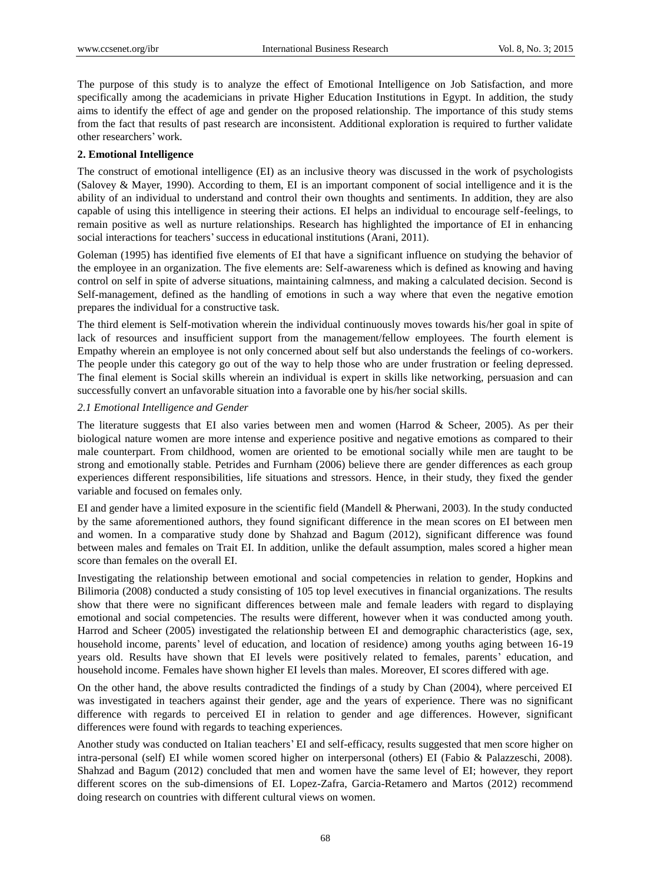The purpose of this study is to analyze the effect of Emotional Intelligence on Job Satisfaction, and more specifically among the academicians in private Higher Education Institutions in Egypt. In addition, the study aims to identify the effect of age and gender on the proposed relationship. The importance of this study stems from the fact that results of past research are inconsistent. Additional exploration is required to further validate other researchers' work.

## 2. Emotional Intelligence

The construct of emotional intelligence (EI) as an inclusive theory was discussed in the work of psychologists (Salovey & Mayer, 1990). According to them, EI is an important component of social intelligence and it is the ability of an individual to understand and control their own thoughts and sentiments. In addition, they are also capable of using this intelligence in steering their actions. EI helps an individual to encourage self-feelings, to remain positive as well as nurture relationships. Research has highlighted the importance of EI in enhancing social interactions for teachers' success in educational institutions (Arani, 2011).

Goleman (1995) has identified five elements of EI that have a significant influence on studying the behavior of the employee in an organization. The five elements are: Self-awareness which is defined as knowing and having control on self in spite of adverse situations, maintaining calmness, and making a calculated decision. Second is Self-management, defined as the handling of emotions in such a way where that even the negative emotion prepares the individual for a constructive task.

The third element is Self-motivation wherein the individual continuously moves towards his/her goal in spite of lack of resources and insufficient support from the management/fellow employees. The fourth element is Empathy wherein an employee is not only concerned about self but also understands the feelings of co-workers. The people under this category go out of the way to help those who are under frustration or feeling depressed. The final element is Social skills wherein an individual is expert in skills like networking, persuasion and can successfully convert an unfavorable situation into a favorable one by his/her social skills.

### *2.1 Emotional Intelligence and Gender*

The literature suggests that EI also varies between men and women (Harrod & Scheer, 2005). As per their biological nature women are more intense and experience positive and negative emotions as compared to their male counterpart. From childhood, women are oriented to be emotional socially while men are taught to be strong and emotionally stable. Petrides and Furnham (2006) believe there are gender differences as each group experiences different responsibilities, life situations and stressors. Hence, in their study, they fixed the gender variable and focused on females only.

EI and gender have a limited exposure in the scientific field (Mandell & Pherwani, 2003). In the study conducted by the same aforementioned authors, they found significant difference in the mean scores on EI between men and women. In a comparative study done by Shahzad and Bagum (2012), significant difference was found between males and females on Trait EI. In addition, unlike the default assumption, males scored a higher mean score than females on the overall EI.

Investigating the relationship between emotional and social competencies in relation to gender, Hopkins and Bilimoria (2008) conducted a study consisting of 105 top level executives in financial organizations. The results show that there were no significant differences between male and female leaders with regard to displaying emotional and social competencies. The results were different, however when it was conducted among youth. Harrod and Scheer (2005) investigated the relationship between EI and demographic characteristics (age, sex, household income, parents' level of education, and location of residence) among youths aging between 16-19 years old. Results have shown that EI levels were positively related to females, parents' education, and household income. Females have shown higher EI levels than males. Moreover, EI scores differed with age.

On the other hand, the above results contradicted the findings of a study by Chan (2004), where perceived EI was investigated in teachers against their gender, age and the years of experience. There was no significant difference with regards to perceived EI in relation to gender and age differences. However, significant differences were found with regards to teaching experiences.

Another study was conducted on Italian teachers' EI and self-efficacy, results suggested that men score higher on intra-personal (self) EI while women scored higher on interpersonal (others) EI (Fabio & Palazzeschi, 2008). Shahzad and Bagum (2012) concluded that men and women have the same level of EI; however, they report different scores on the sub-dimensions of EI. Lopez-Zafra, Garcia-Retamero and Martos (2012) recommend doing research on countries with different cultural views on women.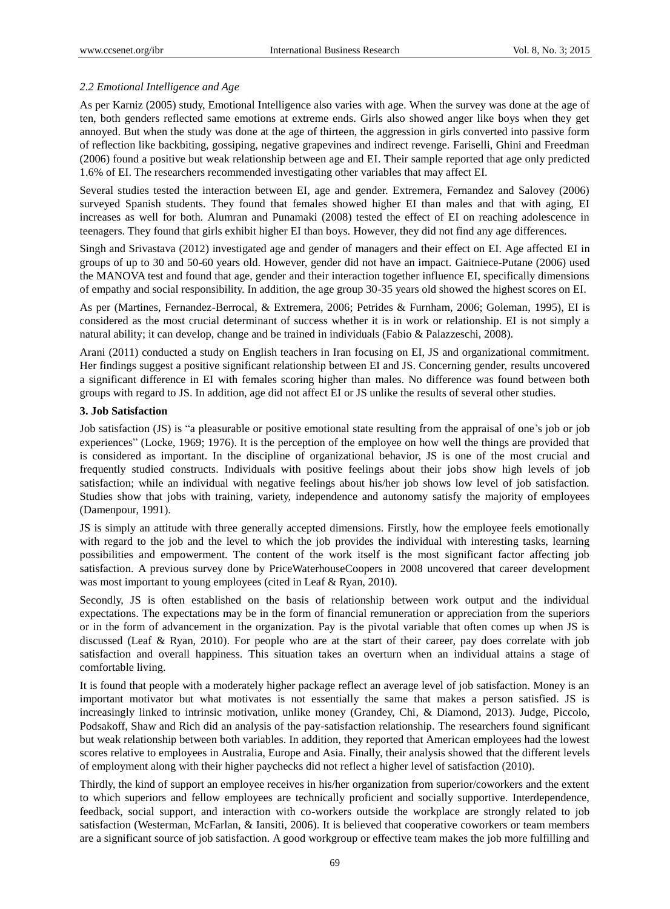*2.2 Emotional Intelligence and Age*

As per Karniz (2005) study, Emotional Intelligence also varies with age. When the survey was done at the age of ten, both genders reflected same emotions at extreme ends. Girls also showed anger like boys when they get annoyed. But when the study was done at the age of thirteen, the aggression in girls converted into passive form of reflection like backbiting, gossiping, negative grapevines and indirect revenge. Fariselli, Ghini and Freedman (2006) found a positive but weak relationship between age and EI. Their sample reported that age only predicted 1.6% of EI. The researchers recommended investigating other variables that may affect EI.

Several studies tested the interaction between EI, age and gender. Extremera, Fernandez and Salovey (2006) surveyed Spanish students. They found that females showed higher EI than males and that with aging, EI increases as well for both. Alumran and Punamaki (2008) tested the effect of EI on reaching adolescence in teenagers. They found that girls exhibit higher EI than boys. However, they did not find any age differences.

Singh and Srivastava (2012) investigated age and gender of managers and their effect on EI. Age affected EI in groups of up to 30 and 50-60 years old. However, gender did not have an impact. Gaitniece-Putane (2006) used the MANOVA test and found that age, gender and their interaction together influence EI, specifically dimensions of empathy and social responsibility. In addition, the age group 30-35 years old showed the highest scores on EI.

As per (Martines, Fernandez-Berrocal, & Extremera, 2006; Petrides & Furnham, 2006; Goleman, 1995), EI is considered as the most crucial determinant of success whether it is in work or relationship. EI is not simply a natural ability; it can develop, change and be trained in individuals (Fabio & Palazzeschi, 2008).

Arani (2011) conducted a study on English teachers in Iran focusing on EI, JS and organizational commitment. Her findings suggest a positive significant relationship between EI and JS. Concerning gender, results uncovered a significant difference in EI with females scoring higher than males. No difference was found between both groups with regard to JS. In addition, age did not affect EI or JS unlike the results of several other studies.

## 3. Job Satisfaction

Job satisfaction (JS) is "a pleasurable or positive emotional state resulting from the appraisal of one's job or job experiences" (Locke, 1969; 1976). It is the perception of the employee on how well the things are provided that is considered as important. In the discipline of organizational behavior, JS is one of the most crucial and frequently studied constructs. Individuals with positive feelings about their jobs show high levels of job satisfaction; while an individual with negative feelings about his/her job shows low level of job satisfaction. Studies show that jobs with training, variety, independence and autonomy satisfy the majority of employees (Damenpour, 1991).

JS is simply an attitude with three generally accepted dimensions. Firstly, how the employee feels emotionally with regard to the job and the level to which the job provides the individual with interesting tasks, learning possibilities and empowerment. The content of the work itself is the most significant factor affecting job satisfaction. A previous survey done by PriceWaterhouseCoopers in 2008 uncovered that career development was most important to young employees (cited in Leaf & Ryan, 2010).

Secondly, JS is often established on the basis of relationship between work output and the individual expectations. The expectations may be in the form of financial remuneration or appreciation from the superiors or in the form of advancement in the organization. Pay is the pivotal variable that often comes up when JS is discussed (Leaf & Ryan, 2010). For people who are at the start of their career, pay does correlate with job satisfaction and overall happiness. This situation takes an overturn when an individual attains a stage of comfortable living.

It is found that people with a moderately higher package reflect an average level of job satisfaction. Money is an important motivator but what motivates is not essentially the same that makes a person satisfied. JS is increasingly linked to intrinsic motivation, unlike money (Grandey, Chi, & Diamond, 2013). Judge, Piccolo, Podsakoff, Shaw and Rich did an analysis of the pay-satisfaction relationship. The researchers found significant but weak relationship between both variables. In addition, they reported that American employees had the lowest scores relative to employees in Australia, Europe and Asia. Finally, their analysis showed that the different levels of employment along with their higher paychecks did not reflect a higher level of satisfaction (2010).

Thirdly, the kind of support an employee receives in his/her organization from superior/coworkers and the extent to which superiors and fellow employees are technically proficient and socially supportive. Interdependence, feedback, social support, and interaction with co-workers outside the workplace are strongly related to job satisfaction (Westerman, McFarlan, & Iansiti, 2006). It is believed that cooperative coworkers or team members are a significant source of job satisfaction. A good workgroup or effective team makes the job more fulfilling and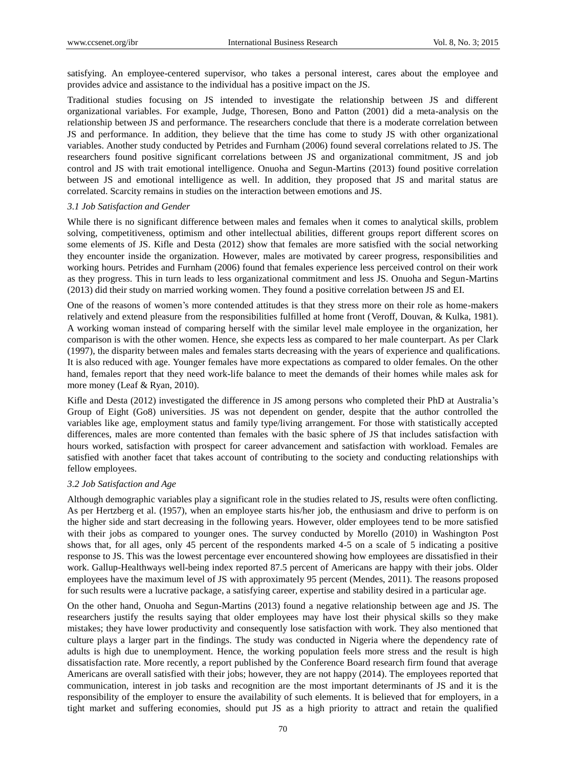satisfying. An employee-centered supervisor, who takes a personal interest, cares about the employee and provides advice and assistance to the individual has a positive impact on the JS.

Traditional studies focusing on JS intended to investigate the relationship between JS and different organizational variables. For example, Judge, Thoresen, Bono and Patton (2001) did a meta-analysis on the relationship between JS and performance. The researchers conclude that there is a moderate correlation between JS and performance. In addition, they believe that the time has come to study JS with other organizational variables. Another study conducted by Petrides and Furnham (2006) found several correlations related to JS. The researchers found positive significant correlations between JS and organizational commitment, JS and job control and JS with trait emotional intelligence. Onuoha and Segun-Martins (2013) found positive correlation between JS and emotional intelligence as well. In addition, they proposed that JS and marital status are correlated. Scarcity remains in studies on the interaction between emotions and JS.

### 3.1 Job Satisfaction and Gender

While there is no significant difference between males and females when it comes to analytical skills, problem solving, competitiveness, optimism and other intellectual abilities, different groups report different scores on some elements of JS. Kifle and Desta (2012) show that females are more satisfied with the social networking they encounter inside the organization. However, males are motivated by career progress, responsibilities and working hours. Petrides and Furnham (2006) found that females experience less perceived control on their work as they progress. This in turn leads to less organizational commitment and less JS. Onuoha and Segun-Martins (2013) did their study on married working women. They found a positive correlation between JS and EI.

One of the reasons of women's more contended attitudes is that they stress more on their role as home-makers relatively and extend pleasure from the responsibilities fulfilled at home front (Veroff, Douvan, & Kulka, 1981). A working woman instead of comparing herself with the similar level male employee in the organization, her comparison is with the other women. Hence, she expects less as compared to her male counterpart. As per Clark (1997), the disparity between males and females starts decreasing with the years of experience and qualifications. It is also reduced with age. Younger females have more expectations as compared to older females. On the other hand, females report that they need work-life balance to meet the demands of their homes while males ask for more money (Leaf & Ryan, 2010).

Kifle and Desta (2012) investigated the difference in JS among persons who completed their PhD at Australia's Group of Eight (Go8) universities. JS was not dependent on gender, despite that the author controlled the variables like age, employment status and family type/living arrangement. For those with statistically accepted differences, males are more contented than females with the basic sphere of JS that includes satisfaction with hours worked, satisfaction with prospect for career advancement and satisfaction with workload. Females are satisfied with another facet that takes account of contributing to the society and conducting relationships with fellow employees.

### 3.2 Job Satisfaction and Age

Although demographic variables play a significant role in the studies related to JS, results were often conflicting. As per Hertzberg et al. (1957), when an employee starts his/her job, the enthusiasm and drive to perform is on the higher side and start decreasing in the following years. However, older employees tend to be more satisfied with their jobs as compared to younger ones. The survey conducted by Morello (2010) in Washington Post shows that, for all ages, only 45 percent of the respondents marked 4-5 on a scale of 5 indicating a positive response to JS. This was the lowest percentage ever encountered showing how employees are dissatisfied in their work. Gallup-Healthways well-being index reported 87.5 percent of Americans are happy with their jobs. Older employees have the maximum level of JS with approximately 95 percent (Mendes, 2011). The reasons proposed for such results were a lucrative package, a satisfying career, expertise and stability desired in a particular age.

On the other hand, Onuoha and Segun-Martins (2013) found a negative relationship between age and JS. The researchers justify the results saying that older employees may have lost their physical skills so they make mistakes; they have lower productivity and consequently lose satisfaction with work. They also mentioned that culture plays a larger part in the findings. The study was conducted in Nigeria where the dependency rate of adults is high due to unemployment. Hence, the working population feels more stress and the result is high dissatisfaction rate. More recently, a report published by the Conference Board research firm found that average Americans are overall satisfied with their jobs; however, they are not happy (2014). The employees reported that communication, interest in job tasks and recognition are the most important determinants of JS and it is the responsibility of the employer to ensure the availability of such elements. It is believed that for employers, in a tight market and suffering economies, should put JS as a high priority to attract and retain the qualified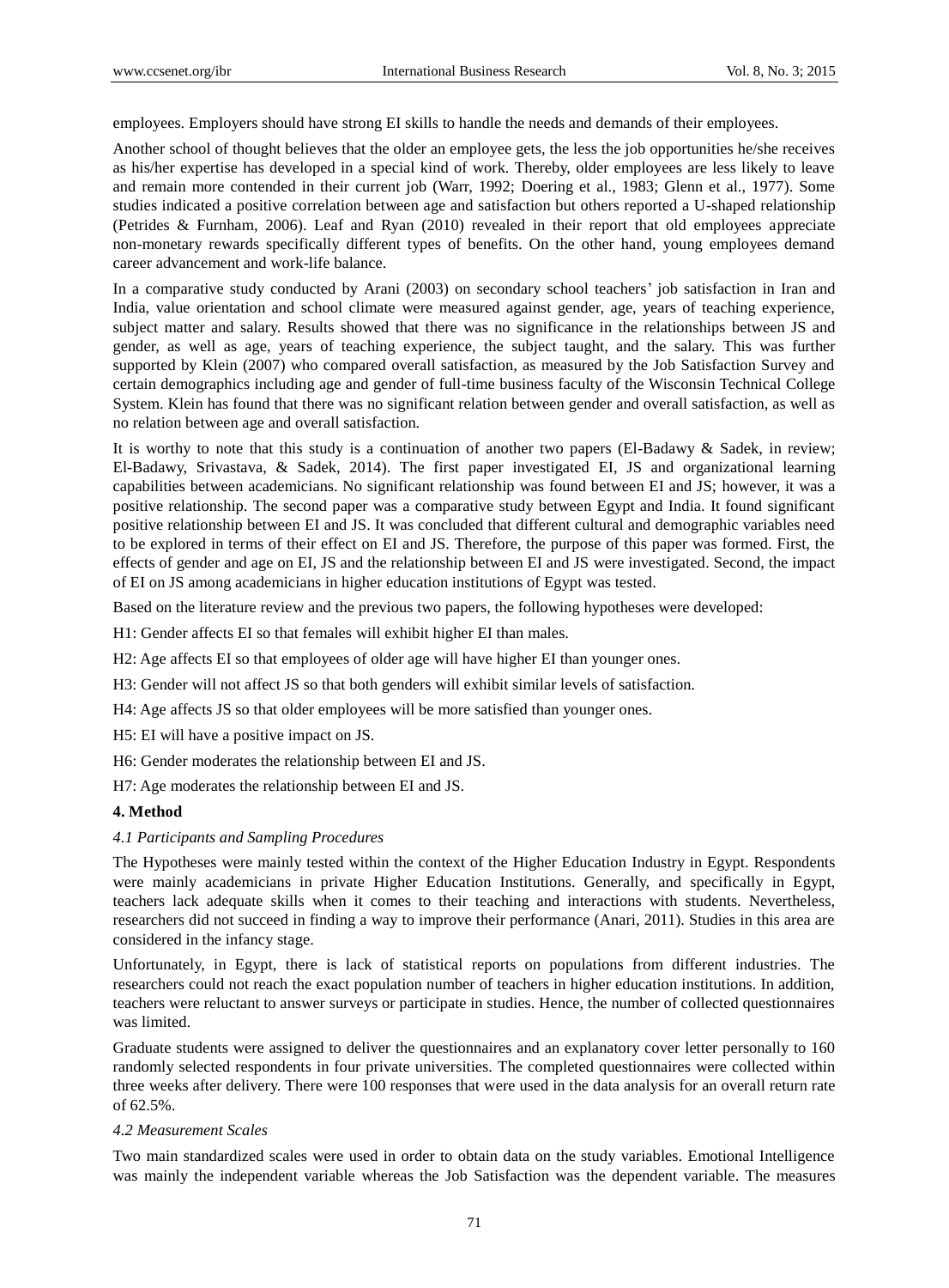employees. Employers should have strong EI skills to handle the needs and demands of their employees.

Another school of thought believes that the older an employee gets, the less the job opportunities he/she receives as his/her expertise has developed in a special kind of work. Thereby, older employees are less likely to leave and remain more contended in their current job (Warr, 1992; Doering et al., 1983; Glenn et al., 1977). Some studies indicated a positive correlation between age and satisfaction but others reported a U-shaped relationship (Petrides & Furnham, 2006). Leaf and Ryan (2010) revealed in their report that old employees appreciate non-monetary rewards specifically different types of benefits. On the other hand, young employees demand career advancement and work-life balance.

In a comparative study conducted by Arani (2003) on secondary school teachers' job satisfaction in Iran and India, value orientation and school climate were measured against gender, age, years of teaching experience, subject matter and salary. Results showed that there was no significance in the relationships between JS and gender, as well as age, years of teaching experience, the subject taught, and the salary. This was further supported by Klein (2007) who compared overall satisfaction, as measured by the Job Satisfaction Survey and certain demographics including age and gender of full-time business faculty of the Wisconsin Technical College System. Klein has found that there was no significant relation between gender and overall satisfaction, as well as no relation between age and overall satisfaction.

It is worthy to note that this study is a continuation of another two papers (El-Badawy & Sadek, in review; El-Badawy, Srivastava, & Sadek, 2014). The first paper investigated EI, JS and organizational learning capabilities between academicians. No significant relationship was found between EI and JS; however, it was a positive relationship. The second paper was a comparative study between Egypt and India. It found significant positive relationship between EI and JS. It was concluded that different cultural and demographic variables need to be explored in terms of their effect on EI and JS. Therefore, the purpose of this paper was formed. First, the effects of gender and age on EI, JS and the relationship between EI and JS were investigated. Second, the impact of EI on JS among academicians in higher education institutions of Egypt was tested.

Based on the literature review and the previous two papers, the following hypotheses were developed:

H1: Gender affects EI so that females will exhibit higher EI than males.

H2: Age affects EI so that employees of older age will have higher EI than younger ones.

H3: Gender will not affect JS so that both genders will exhibit similar levels of satisfaction.

H4: Age affects JS so that older employees will be more satisfied than younger ones.

H5: EI will have a positive impact on JS.

H6: Gender moderates the relationship between EI and JS.

H7: Age moderates the relationship between EI and JS.

## 4. Method

### *4.1 Participants and Sampling Procedures*

The Hypotheses were mainly tested within the context of the Higher Education Industry in Egypt. Respondents were mainly academicians in private Higher Education Institutions. Generally, and specifically in Egypt, teachers lack adequate skills when it comes to their teaching and interactions with students. Nevertheless, researchers did not succeed in finding a way to improve their performance (Anari, 2011). Studies in this area are considered in the infancy stage.

Unfortunately, in Egypt, there is lack of statistical reports on populations from different industries. The researchers could not reach the exact population number of teachers in higher education institutions. In addition, teachers were reluctant to answer surveys or participate in studies. Hence, the number of collected questionnaires was limited.

Graduate students were assigned to deliver the questionnaires and an explanatory cover letter personally to 160 randomly selected respondents in four private universities. The completed questionnaires were collected within three weeks after delivery. There were 100 responses that were used in the data analysis for an overall return rate of 62.5%.

### *4.2 Measurement Scales*

Two main standardized scales were used in order to obtain data on the study variables. Emotional Intelligence was mainly the independent variable whereas the Job Satisfaction was the dependent variable. The measures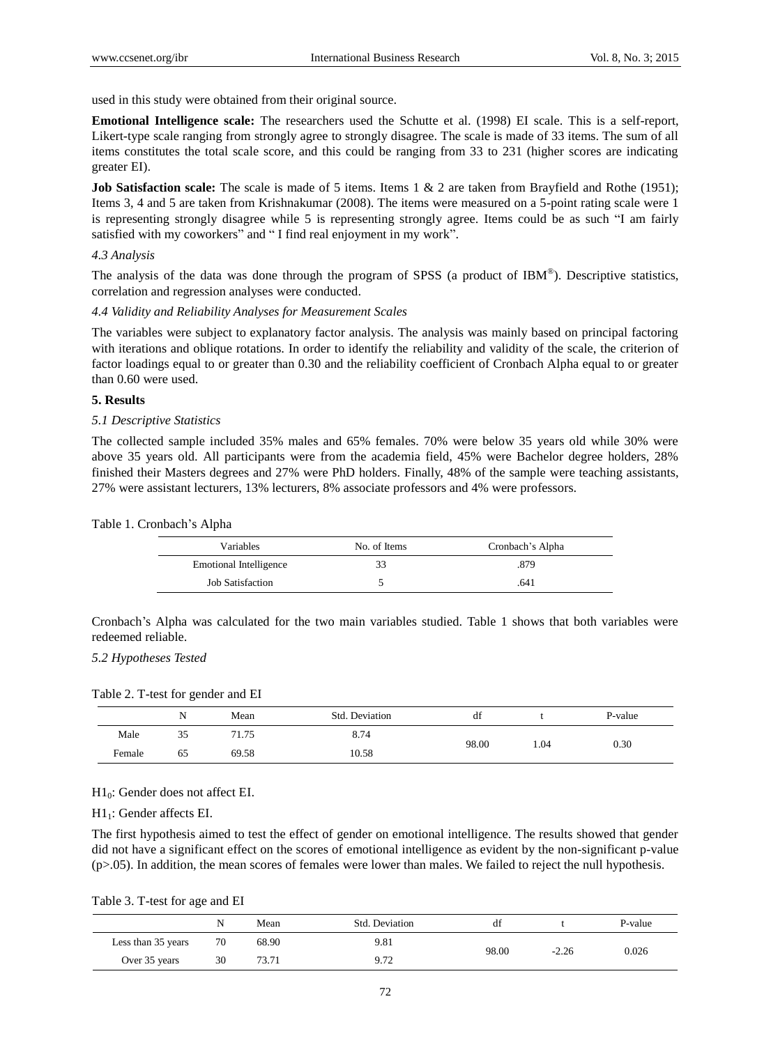used in this study were obtained from their original source.

**Emotional Intelligence scale:** The researchers used the Schutte et al. (1998) EI scale. This is a self-report, Likert-type scale ranging from strongly agree to strongly disagree. The scale is made of 33 items. The sum of all items constitutes the total scale score, and this could be ranging from 33 to 231 (higher scores are indicating greater EI).

**Job Satisfaction scale:** The scale is made of 5 items. Items 1 & 2 are taken from Brayfield and Rothe (1951); Items 3, 4 and 5 are taken from Krishnakumar (2008). The items were measured on a 5-point rating scale were 1 is representing strongly disagree while 5 is representing strongly agree. Items could be as such "I am fairly satisfied with my coworkers" and " I find real enjoyment in my work".

*4.3 Analysis*

The analysis of the data was done through the program of SPSS (a product of IBM®). Descriptive statistics, correlation and regression analyses were conducted.

*4.4 Validity and Reliability Analyses for Measurement Scales*

The variables were subject to explanatory factor analysis. The analysis was mainly based on principal factoring with iterations and oblique rotations. In order to identify the reliability and validity of the scale, the criterion of factor loadings equal to or greater than 0.30 and the reliability coefficient of Cronbach Alpha equal to or greater than 0.60 were used.

## 5. Results

*5.1 Descriptive Statistics*

The collected sample included 35% males and 65% females. 70% were below 35 years old while 30% were above 35 years old. All participants were from the academia field, 45% were Bachelor degree holders, 28% finished their Masters degrees and 27% were PhD holders. Finally, 48% of the sample were teaching assistants, 27% were assistant lecturers, 13% lecturers, 8% associate professors and 4% were professors.

Table 1. Cronbach's Alpha

| Variables | No. of Items | Cronbach's Alpha |
|---|---|---|
| Emotional Intelligence | 33 | .879 |
| Job Satisfaction | 5 | .641 |

Cronbach's Alpha was calculated for the two main variables studied. Table 1 shows that both variables were redeemed reliable.

*5.2 Hypotheses Tested*

Table 2. T-test for gender and EI

| | N | Mean | Std. Deviation | df | t | P-value |
|---|---|---|---|---|---|---|
| Male | 35 | 71.75 | 8.74 | 98.00 | 1.04 | 0.30 |
| Female | 65 | 69.58 | 10.58 | | | |

$H1_0$: Gender does not affect EI.

$H1_1$: Gender affects EI.

The first hypothesis aimed to test the effect of gender on emotional intelligence. The results showed that gender did not have a significant effect on the scores of emotional intelligence as evident by the non-significant p-value ($p>.05$). In addition, the mean scores of females were lower than males. We failed to reject the null hypothesis.

Table 3. T-test for age and EI

| | N | Mean | Std. Deviation | df | t | P-value |
|---|---|---|---|---|---|---|
| Less than 35 years | 70 | 68.90 | 9.81 | 98.00 | -2.26 | 0.026 |
| Over 35 years | 30 | 73.71 | 9.72 | | | |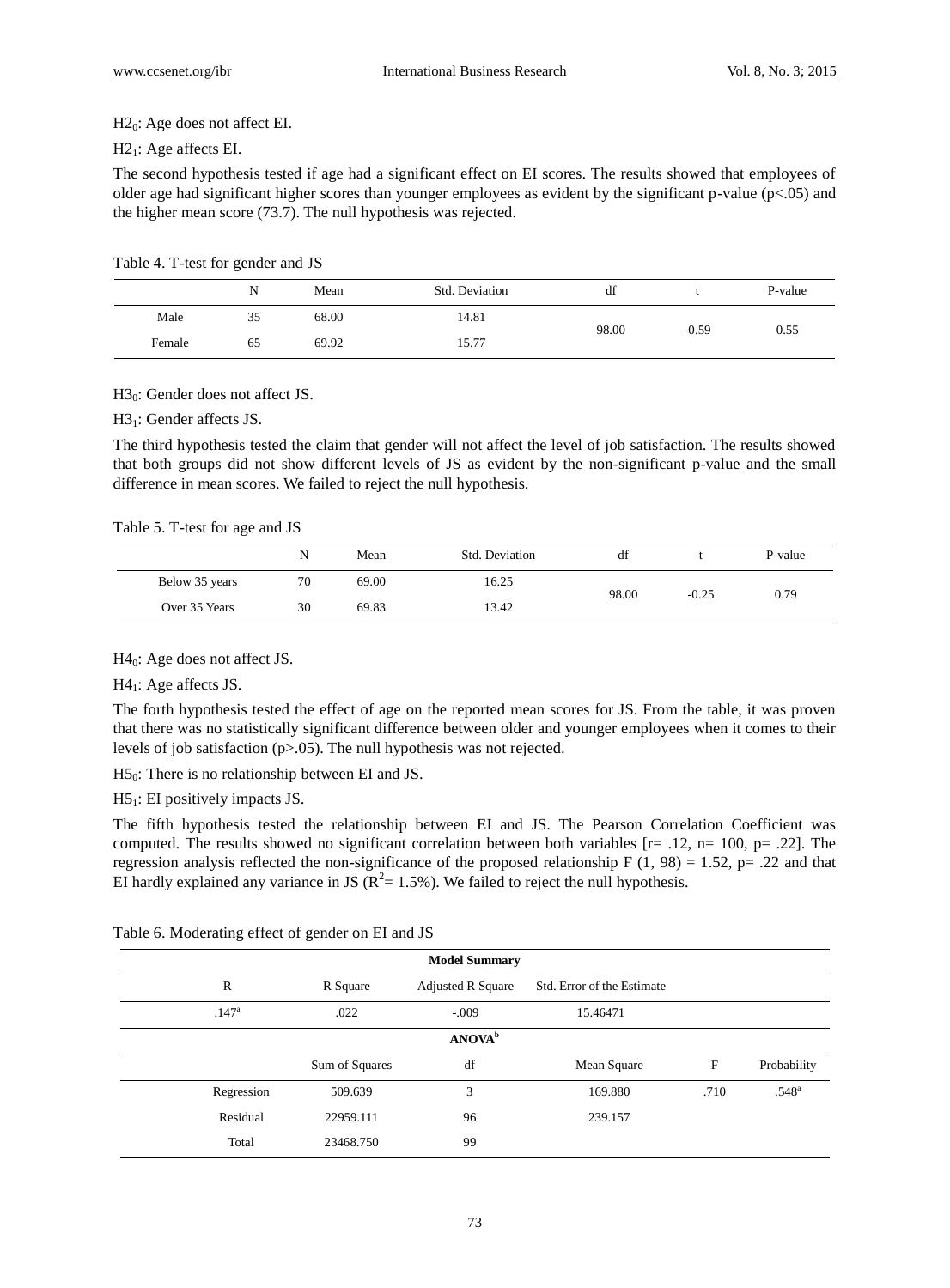$H2_0$: Age does not affect EI.

$H2_1$: Age affects EI.

The second hypothesis tested if age had a significant effect on EI scores. The results showed that employees of older age had significant higher scores than younger employees as evident by the significant p-value ($p<.05$) and the higher mean score (73.7). The null hypothesis was rejected.

Table 4. T-test for gender and JS

| | N | Mean | Std. Deviation | df | t | P-value |
|---|---|---|---|---|---|---|
| Male | 35 | 68.00 | 14.81 | 98.00 | -0.59 | 0.55 |
| Female | 65 | 69.92 | 15.77 | | | |

$H3_0$: Gender does not affect JS.

$H3_1$: Gender affects JS.

The third hypothesis tested the claim that gender will not affect the level of job satisfaction. The results showed that both groups did not show different levels of JS as evident by the non-significant p-value and the small difference in mean scores. We failed to reject the null hypothesis.

Table 5. T-test for age and JS

| | N | Mean | Std. Deviation | df | t | P-value |
|---|---|---|---|---|---|---|
| Below 35 years | 70 | 69.00 | 16.25 | 98.00 | -0.25 | 0.79 |
| Over 35 Years | 30 | 69.83 | 13.42 | | | |

$H4_0$: Age does not affect JS.

$H4_1$: Age affects JS.

The forth hypothesis tested the effect of age on the reported mean scores for JS. From the table, it was proven that there was no statistically significant difference between older and younger employees when it comes to their levels of job satisfaction ($p>.05$). The null hypothesis was not rejected.

$H5_0$: There is no relationship between EI and JS.

$H5_1$: EI positively impacts JS.

The fifth hypothesis tested the relationship between EI and JS. The Pearson Correlation Coefficient was computed. The results showed no significant correlation between both variables [r= .12, n= 100, p= .22]. The regression analysis reflected the non-significance of the proposed relationship $F(1, 98) = 1.52$, p= .22 and that EI hardly explained any variance in JS ($R^2$= 1.5%). We failed to reject the null hypothesis.

Table 6. Moderating effect of gender on EI and JS

| Model Summary | | | | | |
|---|---|---|---|---|---|
| R | R Square | Adjusted R Square | Std. Error of the Estimate | | |
| .147[a] | .022 | -.009 | 15.46471 | | |
| **ANOVA[b]** | | | | | |
| | Sum of Squares | df | Mean Square | F | Probability |
| Regression | 509.639 | 3 | 169.880 | .710 | .548[a] |
| Residual | 22959.111 | 96 | 239.157 | | |
| Total | 23468.750 | 99 | | | |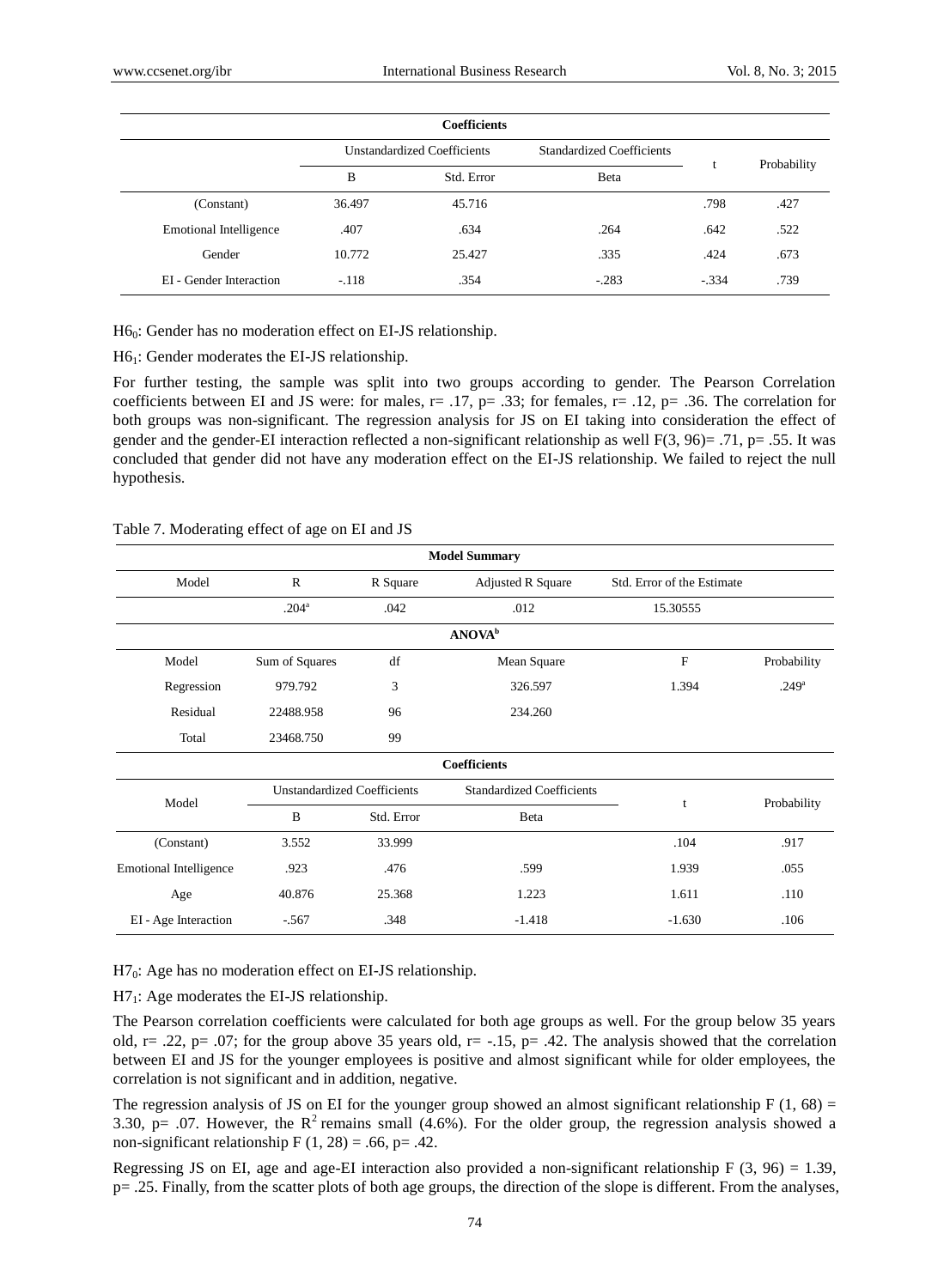| Coefficients | | | | | |
|---|---|---|---|---|---|
| | Unstandardized Coefficients | | Standardized Coefficients | t | Probability |
| | B | Std. Error | Beta | | |
| (Constant) | 36.497 | 45.716 | | .798 | .427 |
| Emotional Intelligence | .407 | .634 | .264 | .642 | .522 |
| Gender | 10.772 | 25.427 | .335 | .424 | .673 |
| EI - Gender Interaction | -.118 | .354 | -.283 | -.334 | .739 |

$H6_0$: Gender has no moderation effect on EI-JS relationship.

$H6_1$: Gender moderates the EI-JS relationship.

For further testing, the sample was split into two groups according to gender. The Pearson Correlation coefficients between EI and JS were: for males, r= .17, p= .33; for females, r= .12, p= .36. The correlation for both groups was non-significant. The regression analysis for JS on EI taking into consideration the effect of gender and the gender-EI interaction reflected a non-significant relationship as well F(3, 96)= .71, p= .55. It was concluded that gender did not have any moderation effect on the EI-JS relationship. We failed to reject the null hypothesis.

Table 7. Moderating effect of age on EI and JS

| Model Summary | | | | | |
|---|---|---|---|---|---|
| Model | R | R Square | Adjusted R Square | Std. Error of the Estimate | |
| | .204[a] | .042 | .012 | 15.30555 | |
| **ANOVA**[b] | | | | | |
| Model | Sum of Squares | df | Mean Square | F | Probability |
| Regression | 979.792 | 3 | 326.597 | 1.394 | .249[a] |
| Residual | 22488.958 | 96 | 234.260 | | |
| Total | 23468.750 | 99 | | | |
| **Coefficients** | | | | | |
| Model | Unstandardized Coefficients | | Standardized Coefficients | t | Probability |
| | B | Std. Error | Beta | | |
| (Constant) | 3.552 | 33.999 | | .104 | .917 |
| Emotional Intelligence | .923 | .476 | .599 | 1.939 | .055 |
| Age | 40.876 | 25.368 | 1.223 | 1.611 | .110 |
| EI - Age Interaction | -.567 | .348 | -1.418 | -1.630 | .106 |

$H7_0$: Age has no moderation effect on EI-JS relationship.

$H7_1$: Age moderates the EI-JS relationship.

The Pearson correlation coefficients were calculated for both age groups as well. For the group below 35 years old, r= .22, p= .07; for the group above 35 years old, r= -.15, p= .42. The analysis showed that the correlation between EI and JS for the younger employees is positive and almost significant while for older employees, the correlation is not significant and in addition, negative.

The regression analysis of JS on EI for the younger group showed an almost significant relationship F (1, 68) = 3.30, p= .07. However, the $R^2$ remains small (4.6%). For the older group, the regression analysis showed a non-significant relationship F (1, 28) = .66, p= .42.

Regressing JS on EI, age and age-EI interaction also provided a non-significant relationship F (3, 96) = 1.39, p= .25. Finally, from the scatter plots of both age groups, the direction of the slope is different. From the analyses,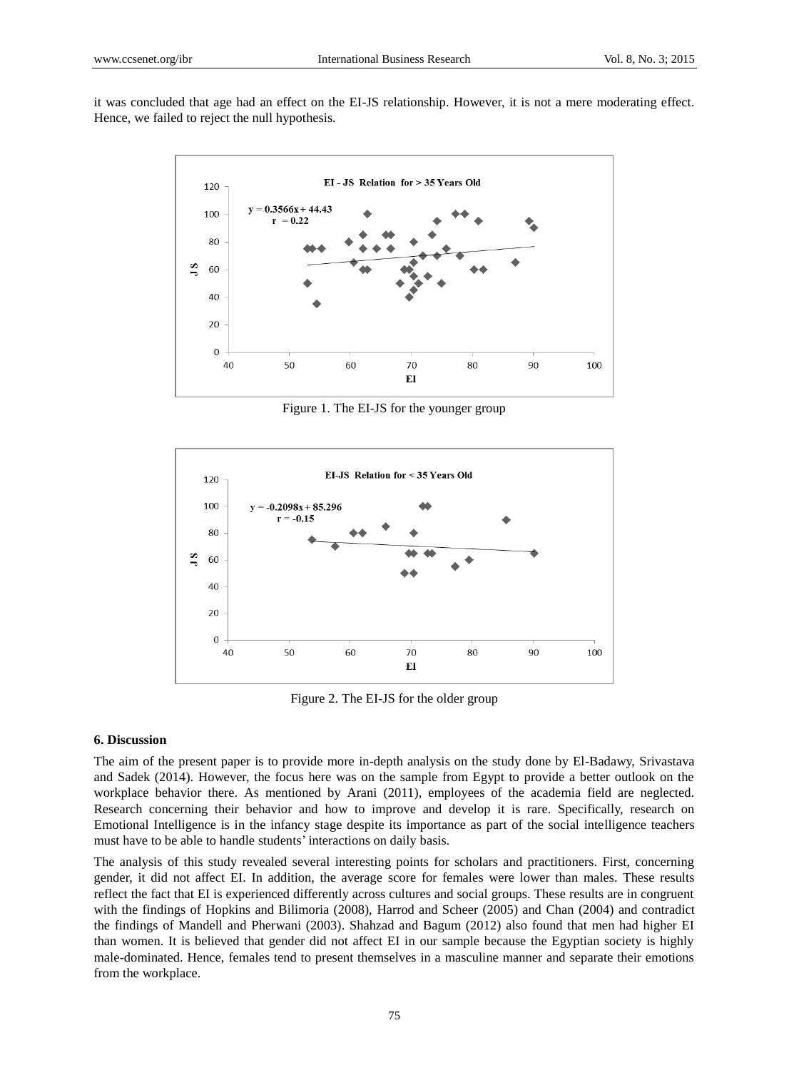it was concluded that age had an effect on the EI-JS relationship. However, it is not a mere moderating effect. Hence, we failed to reject the null hypothesis.

Figure 1. The EI-JS for the younger group

Figure 2. The EI-JS for the older group

## 6. Discussion

The aim of the present paper is to provide more in-depth analysis on the study done by El-Badawy, Srivastava and Sadek (2014). However, the focus here was on the sample from Egypt to provide a better outlook on the workplace behavior there. As mentioned by Arani (2011), employees of the academia field are neglected. Research concerning their behavior and how to improve and develop it is rare. Specifically, research on Emotional Intelligence is in the infancy stage despite its importance as part of the social intelligence teachers must have to be able to handle students' interactions on daily basis.

The analysis of this study revealed several interesting points for scholars and practitioners. First, concerning gender, it did not affect EI. In addition, the average score for females were lower than males. These results reflect the fact that EI is experienced differently across cultures and social groups. These results are in congruent with the findings of Hopkins and Bilimoria (2008), Harrod and Scheer (2005) and Chan (2004) and contradict the findings of Mandell and Pherwani (2003). Shahzad and Bagum (2012) also found that men had higher EI than women. It is believed that gender did not affect EI in our sample because the Egyptian society is highly male-dominated. Hence, females tend to present themselves in a masculine manner and separate their emotions from the workplace.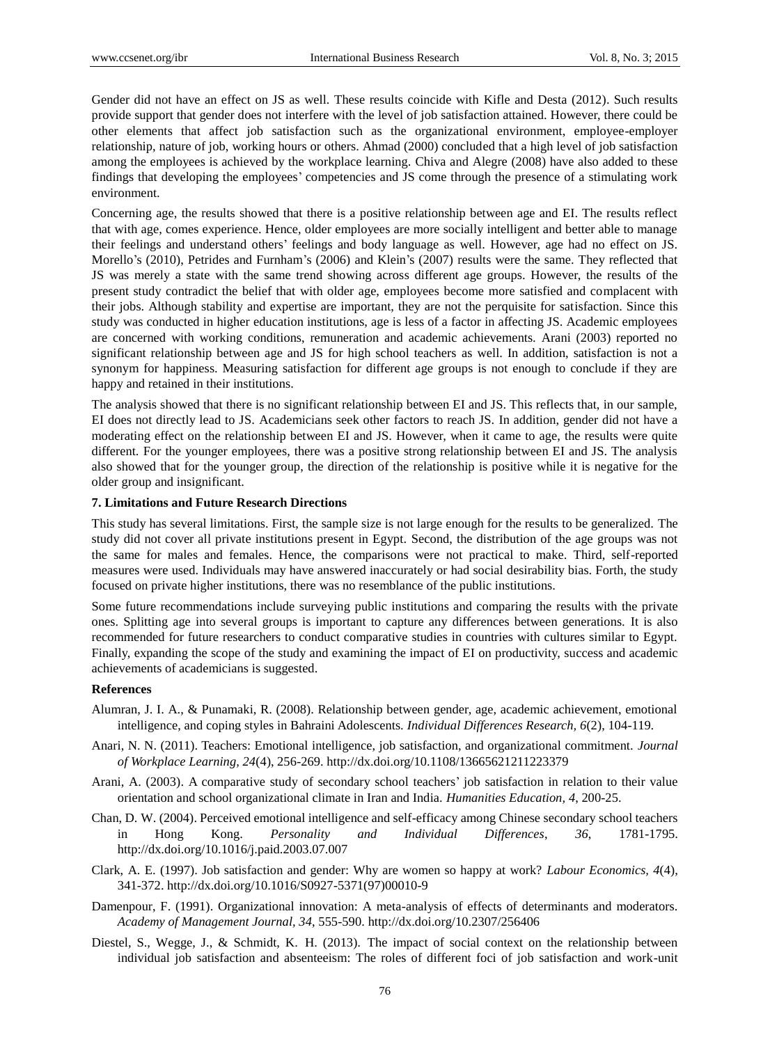Gender did not have an effect on JS as well. These results coincide with Kifle and Desta (2012). Such results provide support that gender does not interfere with the level of job satisfaction attained. However, there could be other elements that affect job satisfaction such as the organizational environment, employee-employer relationship, nature of job, working hours or others. Ahmad (2000) concluded that a high level of job satisfaction among the employees is achieved by the workplace learning. Chiva and Alegre (2008) have also added to these findings that developing the employees' competencies and JS come through the presence of a stimulating work environment.

Concerning age, the results showed that there is a positive relationship between age and EI. The results reflect that with age, comes experience. Hence, older employees are more socially intelligent and better able to manage their feelings and understand others' feelings and body language as well. However, age had no effect on JS. Morello's (2010), Petrides and Furnham's (2006) and Klein's (2007) results were the same. They reflected that JS was merely a state with the same trend showing across different age groups. However, the results of the present study contradict the belief that with older age, employees become more satisfied and complacent with their jobs. Although stability and expertise are important, they are not the perquisite for satisfaction. Since this study was conducted in higher education institutions, age is less of a factor in affecting JS. Academic employees are concerned with working conditions, remuneration and academic achievements. Arani (2003) reported no significant relationship between age and JS for high school teachers as well. In addition, satisfaction is not a synonym for happiness. Measuring satisfaction for different age groups is not enough to conclude if they are happy and retained in their institutions.

The analysis showed that there is no significant relationship between EI and JS. This reflects that, in our sample, EI does not directly lead to JS. Academicians seek other factors to reach JS. In addition, gender did not have a moderating effect on the relationship between EI and JS. However, when it came to age, the results were quite different. For the younger employees, there was a positive strong relationship between EI and JS. The analysis also showed that for the younger group, the direction of the relationship is positive while it is negative for the older group and insignificant.

### 7. Limitations and Future Research Directions

This study has several limitations. First, the sample size is not large enough for the results to be generalized. The study did not cover all private institutions present in Egypt. Second, the distribution of the age groups was not the same for males and females. Hence, the comparisons were not practical to make. Third, self-reported measures were used. Individuals may have answered inaccurately or had social desirability bias. Forth, the study focused on private higher institutions, there was no resemblance of the public institutions.

Some future recommendations include surveying public institutions and comparing the results with the private ones. Splitting age into several groups is important to capture any differences between generations. It is also recommended for future researchers to conduct comparative studies in countries with cultures similar to Egypt. Finally, expanding the scope of the study and examining the impact of EI on productivity, success and academic achievements of academicians is suggested.

### References

Alumran, J. I. A., & Punamaki, R. (2008). Relationship between gender, age, academic achievement, emotional intelligence, and coping styles in Bahraini Adolescents. *Individual Differences Research, 6*(2), 104-119.

Anari, N. N. (2011). Teachers: Emotional intelligence, job satisfaction, and organizational commitment. *Journal of Workplace Learning, 24*(4), 256-269. http://dx.doi.org/10.1108/13665621211223379

Arani, A. (2003). A comparative study of secondary school teachers' job satisfaction in relation to their value orientation and school organizational climate in Iran and India. *Humanities Education, 4*, 200-25.

Chan, D. W. (2004). Perceived emotional intelligence and self-efficacy among Chinese secondary school teachers in Hong Kong. *Personality and Individual Differences, 36*, 1781-1795. http://dx.doi.org/10.1016/j.paid.2003.07.007

Clark, A. E. (1997). Job satisfaction and gender: Why are women so happy at work? *Labour Economics, 4*(4), 341-372. http://dx.doi.org/10.1016/S0927-5371(97)00010-9

Damenpour, F. (1991). Organizational innovation: A meta-analysis of effects of determinants and moderators. *Academy of Management Journal, 34*, 555-590. http://dx.doi.org/10.2307/256406

Diestel, S., Wegge, J., & Schmidt, K. H. (2013). The impact of social context on the relationship between individual job satisfaction and absenteeism: The roles of different foci of job satisfaction and work-unit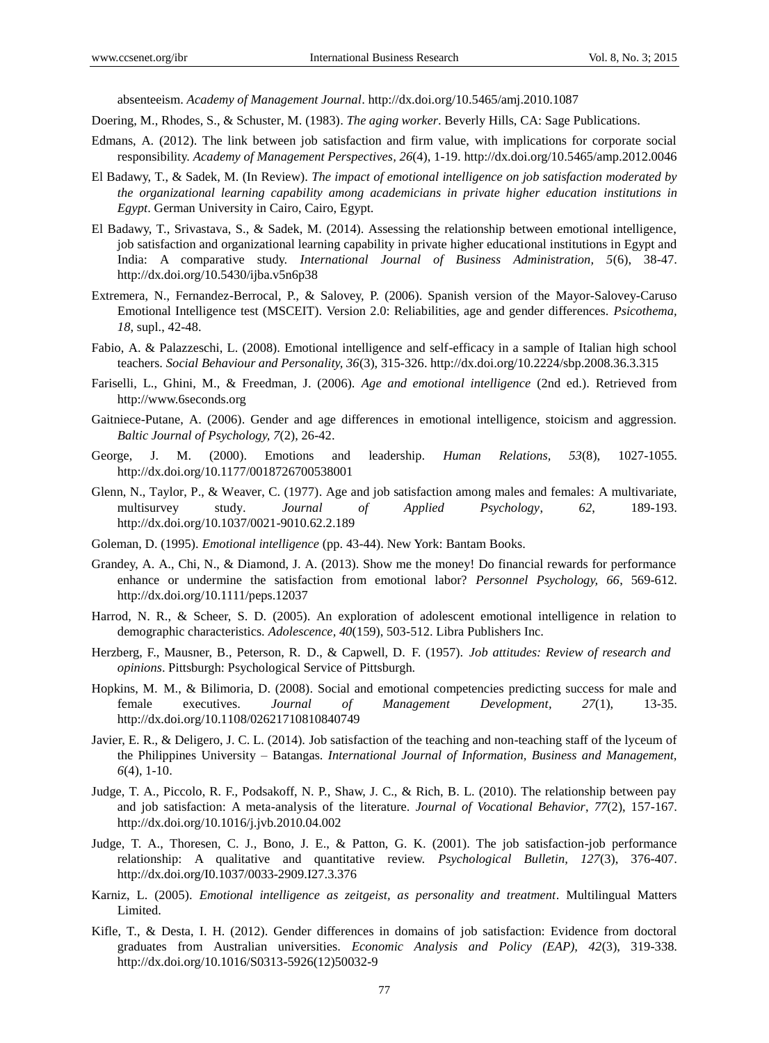absenteeism. *Academy of Management Journal*. http://dx.doi.org/10.5465/amj.2010.1087

Doering, M., Rhodes, S., & Schuster, M. (1983). *The aging worker*. Beverly Hills, CA: Sage Publications.

Edmans, A. (2012). The link between job satisfaction and firm value, with implications for corporate social responsibility. *Academy of Management Perspectives, 26*(4), 1-19. http://dx.doi.org/10.5465/amp.2012.0046

El Badawy, T., & Sadek, M. (In Review). *The impact of emotional intelligence on job satisfaction moderated by the organizational learning capability among academicians in private higher education institutions in Egypt*. German University in Cairo, Cairo, Egypt.

El Badawy, T., Srivastava, S., & Sadek, M. (2014). Assessing the relationship between emotional intelligence, job satisfaction and organizational learning capability in private higher educational institutions in Egypt and India: A comparative study. *International Journal of Business Administration, 5*(6), 38-47. http://dx.doi.org/10.5430/ijba.v5n6p38

Extremera, N., Fernandez-Berrocal, P., & Salovey, P. (2006). Spanish version of the Mayor-Salovey-Caruso Emotional Intelligence test (MSCEIT). Version 2.0: Reliabilities, age and gender differences. *Psicothema, 18*, supl., 42-48.

Fabio, A. & Palazzeschi, L. (2008). Emotional intelligence and self-efficacy in a sample of Italian high school teachers. *Social Behaviour and Personality, 36*(3), 315-326. http://dx.doi.org/10.2224/sbp.2008.36.3.315

Fariselli, L., Ghini, M., & Freedman, J. (2006). *Age and emotional intelligence* (2nd ed.). Retrieved from http://www.6seconds.org

Gaitniece-Putane, A. (2006). Gender and age differences in emotional intelligence, stoicism and aggression. *Baltic Journal of Psychology, 7*(2), 26-42.

George, J. M. (2000). Emotions and leadership. *Human Relations, 53*(8), 1027-1055. http://dx.doi.org/10.1177/0018726700538001

Glenn, N., Taylor, P., & Weaver, C. (1977). Age and job satisfaction among males and females: A multivariate, multisurvey study. *Journal of Applied Psychology, 62*, 189-193. http://dx.doi.org/10.1037/0021-9010.62.2.189

Goleman, D. (1995). *Emotional intelligence* (pp. 43-44). New York: Bantam Books.

Grandey, A. A., Chi, N., & Diamond, J. A. (2013). Show me the money! Do financial rewards for performance enhance or undermine the satisfaction from emotional labor? *Personnel Psychology, 66*, 569-612. http://dx.doi.org/10.1111/peps.12037

Harrod, N. R., & Scheer, S. D. (2005). An exploration of adolescent emotional intelligence in relation to demographic characteristics. *Adolescence, 40*(159), 503-512. Libra Publishers Inc.

Herzberg, F., Mausner, B., Peterson, R. D., & Capwell, D. F. (1957). *Job attitudes: Review of research and opinions*. Pittsburgh: Psychological Service of Pittsburgh.

Hopkins, M. M., & Bilimoria, D. (2008). Social and emotional competencies predicting success for male and female executives. *Journal of Management Development, 27*(1), 13-35. http://dx.doi.org/10.1108/02621710810840749

Javier, E. R., & Deligero, J. C. L. (2014). Job satisfaction of the teaching and non-teaching staff of the lyceum of the Philippines University – Batangas. *International Journal of Information, Business and Management, 6*(4), 1-10.

Judge, T. A., Piccolo, R. F., Podsakoff, N. P., Shaw, J. C., & Rich, B. L. (2010). The relationship between pay and job satisfaction: A meta-analysis of the literature. *Journal of Vocational Behavior, 77*(2), 157-167. http://dx.doi.org/10.1016/j.jvb.2010.04.002

Judge, T. A., Thoresen, C. J., Bono, J. E., & Patton, G. K. (2001). The job satisfaction-job performance relationship: A qualitative and quantitative review. *Psychological Bulletin, 127*(3), 376-407. http://dx.doi.org/I0.1037/0033-2909.I27.3.376

Karniz, L. (2005). *Emotional intelligence as zeitgeist, as personality and treatment*. Multilingual Matters Limited.

Kifle, T., & Desta, I. H. (2012). Gender differences in domains of job satisfaction: Evidence from doctoral graduates from Australian universities. *Economic Analysis and Policy (EAP), 42*(3), 319-338. http://dx.doi.org/10.1016/S0313-5926(12)50032-9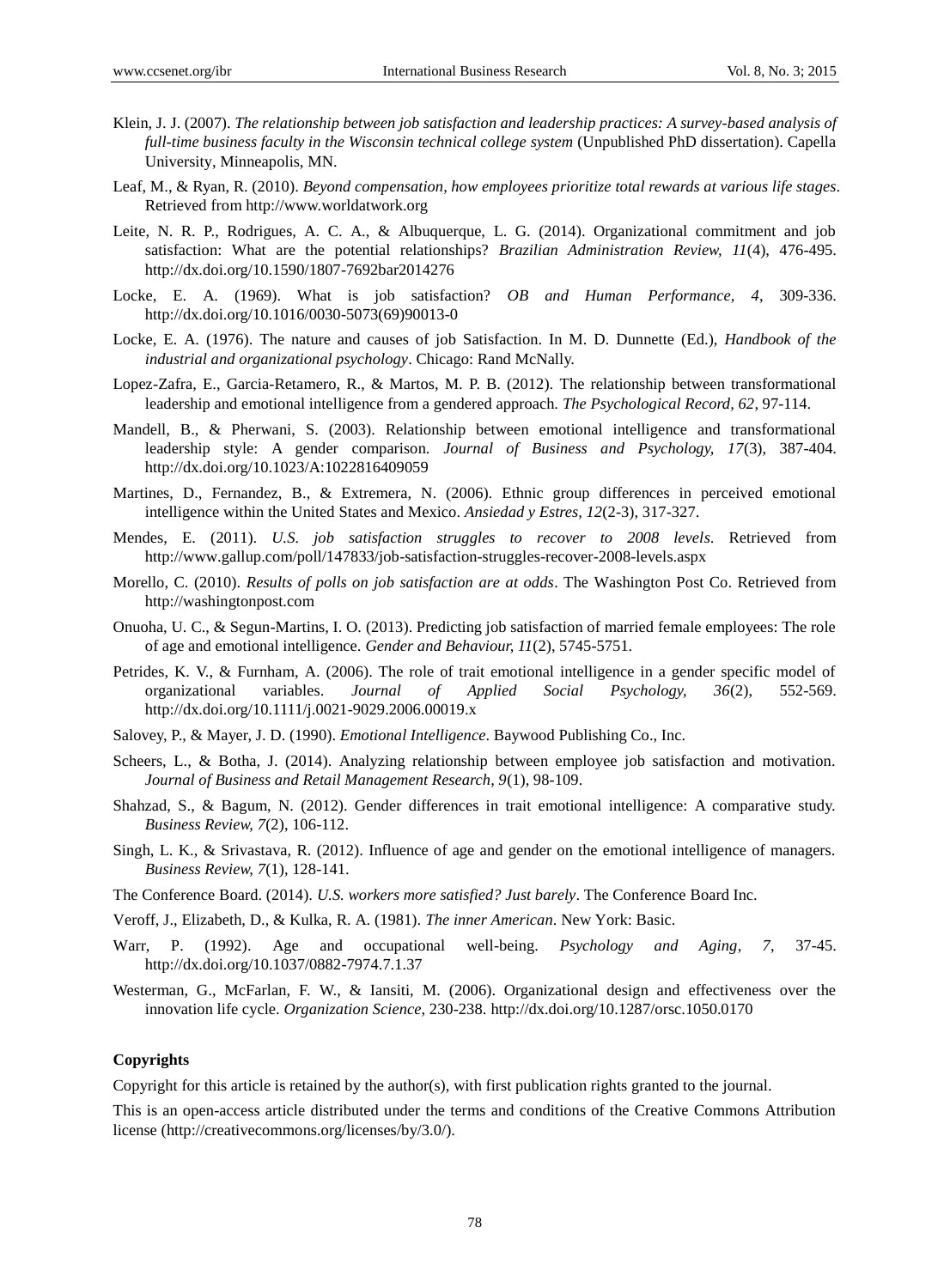Klein, J. J. (2007). *The relationship between job satisfaction and leadership practices: A survey-based analysis of full-time business faculty in the Wisconsin technical college system* (Unpublished PhD dissertation). Capella University, Minneapolis, MN.

Leaf, M., & Ryan, R. (2010). *Beyond compensation, how employees prioritize total rewards at various life stages*. Retrieved from http://www.worldatwork.org

Leite, N. R. P., Rodrigues, A. C. A., & Albuquerque, L. G. (2014). Organizational commitment and job satisfaction: What are the potential relationships? *Brazilian Administration Review, 11*(4), 476-495. http://dx.doi.org/10.1590/1807-7692bar2014276

Locke, E. A. (1969). What is job satisfaction? *OB and Human Performance, 4*, 309-336. http://dx.doi.org/10.1016/0030-5073(69)90013-0

Locke, E. A. (1976). The nature and causes of job Satisfaction. In M. D. Dunnette (Ed.), *Handbook of the industrial and organizational psychology*. Chicago: Rand McNally.

Lopez-Zafra, E., Garcia-Retamero, R., & Martos, M. P. B. (2012). The relationship between transformational leadership and emotional intelligence from a gendered approach. *The Psychological Record, 62*, 97-114.

Mandell, B., & Pherwani, S. (2003). Relationship between emotional intelligence and transformational leadership style: A gender comparison. *Journal of Business and Psychology, 17*(3), 387-404. http://dx.doi.org/10.1023/A:1022816409059

Martines, D., Fernandez, B., & Extremera, N. (2006). Ethnic group differences in perceived emotional intelligence within the United States and Mexico. *Ansiedad y Estres, 12*(2-3), 317-327.

Mendes, E. (2011). *U.S. job satisfaction struggles to recover to 2008 levels*. Retrieved from http://www.gallup.com/poll/147833/job-satisfaction-struggles-recover-2008-levels.aspx

Morello, C. (2010). *Results of polls on job satisfaction are at odds*. The Washington Post Co. Retrieved from http://washingtonpost.com

Onuoha, U. C., & Segun-Martins, I. O. (2013). Predicting job satisfaction of married female employees: The role of age and emotional intelligence. *Gender and Behaviour, 11*(2), 5745-5751.

Petrides, K. V., & Furnham, A. (2006). The role of trait emotional intelligence in a gender specific model of organizational variables. *Journal of Applied Social Psychology, 36*(2), 552-569. http://dx.doi.org/10.1111/j.0021-9029.2006.00019.x

Salovey, P., & Mayer, J. D. (1990). *Emotional Intelligence*. Baywood Publishing Co., Inc.

Scheers, L., & Botha, J. (2014). Analyzing relationship between employee job satisfaction and motivation. *Journal of Business and Retail Management Research, 9*(1), 98-109.

Shahzad, S., & Bagum, N. (2012). Gender differences in trait emotional intelligence: A comparative study. *Business Review, 7*(2), 106-112.

Singh, L. K., & Srivastava, R. (2012). Influence of age and gender on the emotional intelligence of managers. *Business Review, 7*(1), 128-141.

The Conference Board. (2014). *U.S. workers more satisfied? Just barely*. The Conference Board Inc.

Veroff, J., Elizabeth, D., & Kulka, R. A. (1981). *The inner American*. New York: Basic.

Warr, P. (1992). Age and occupational well-being. *Psychology and Aging, 7*, 37-45. http://dx.doi.org/10.1037/0882-7974.7.1.37

Westerman, G., McFarlan, F. W., & Iansiti, M. (2006). Organizational design and effectiveness over the innovation life cycle. *Organization Science*, 230-238. http://dx.doi.org/10.1287/orsc.1050.0170

**Copyrights**

Copyright for this article is retained by the author(s), with first publication rights granted to the journal.

This is an open-access article distributed under the terms and conditions of the Creative Commons Attribution license (http://creativecommons.org/licenses/by/3.0/).